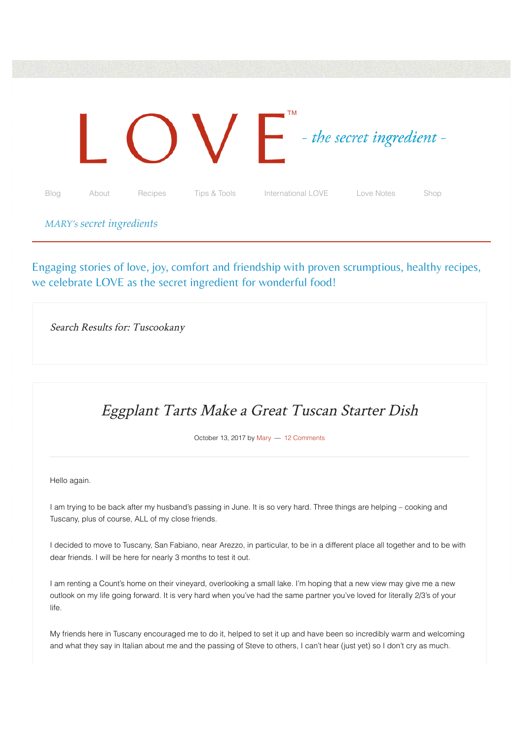# LOVE™ - the secret ingredient -

Blog About Recipes Tips & Tools International LOVE Love Notes Shop

*MARY's secret ingredients*

Engaging stories of love, joy, comfort and friendship with proven scrumptious, healthy recipes, we celebrate LOVE as the secret ingredient for wonderful food!

*Search Results for: Tuscookany*

## *Eggplant Tarts Make a Great Tuscan Starter Dish*

October 13, 2017 by Mary — 12 Comments

Hello again.

I am trying to be back after my husband's passing in June. It is so very hard. Three things are helping – cooking and Tuscany, plus of course, ALL of my close friends.

I decided to move to Tuscany, San Fabiano, near Arezzo, in particular, to be in a different place all together and to be with dear friends. I will be here for nearly 3 months to test it out.

I am renting a Count's home on their vineyard, overlooking a small lake. I'm hoping that a new view may give me a new outlook on my life going forward. It is very hard when you've had the same partner you've loved for literally 2/3's of your life.

My friends here in Tuscany encouraged me to do it, helped to set it up and have been so incredibly warm and welcoming and what they say in Italian about me and the passing of Steve to others, I can't hear (just yet) so I don't cry as much.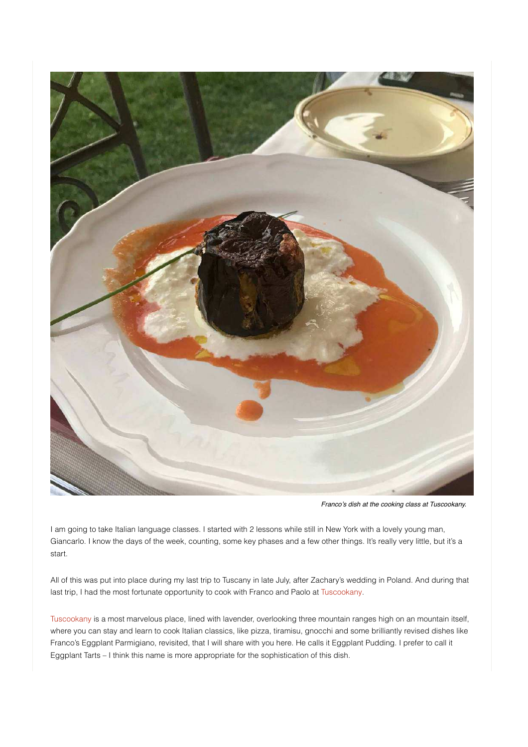*Franco's dish at the cooking class at Tuscookany.*

I am going to take Italian language classes. I started with 2 lessons while still in New York with a lovely young man, Giancarlo. I know the days of the week, counting, some key phases and a few other things. It's really very little, but it's a start.

All of this was put into place during my last trip to Tuscany in late July, after Zachary's wedding in Poland. And during that last trip, I had the most fortunate opportunity to cook with Franco and Paolo at Tuscookany.

Tuscookany is a most marvelous place, lined with lavender, overlooking three mountain ranges high on an mountain itself, where you can stay and learn to cook Italian classics, like pizza, tiramisu, gnocchi and some brilliantly revised dishes like Franco's Eggplant Parmigiano, revisited, that I will share with you here. He calls it Eggplant Pudding. I prefer to call it Eggplant Tarts – I think this name is more appropriate for the sophistication of this dish.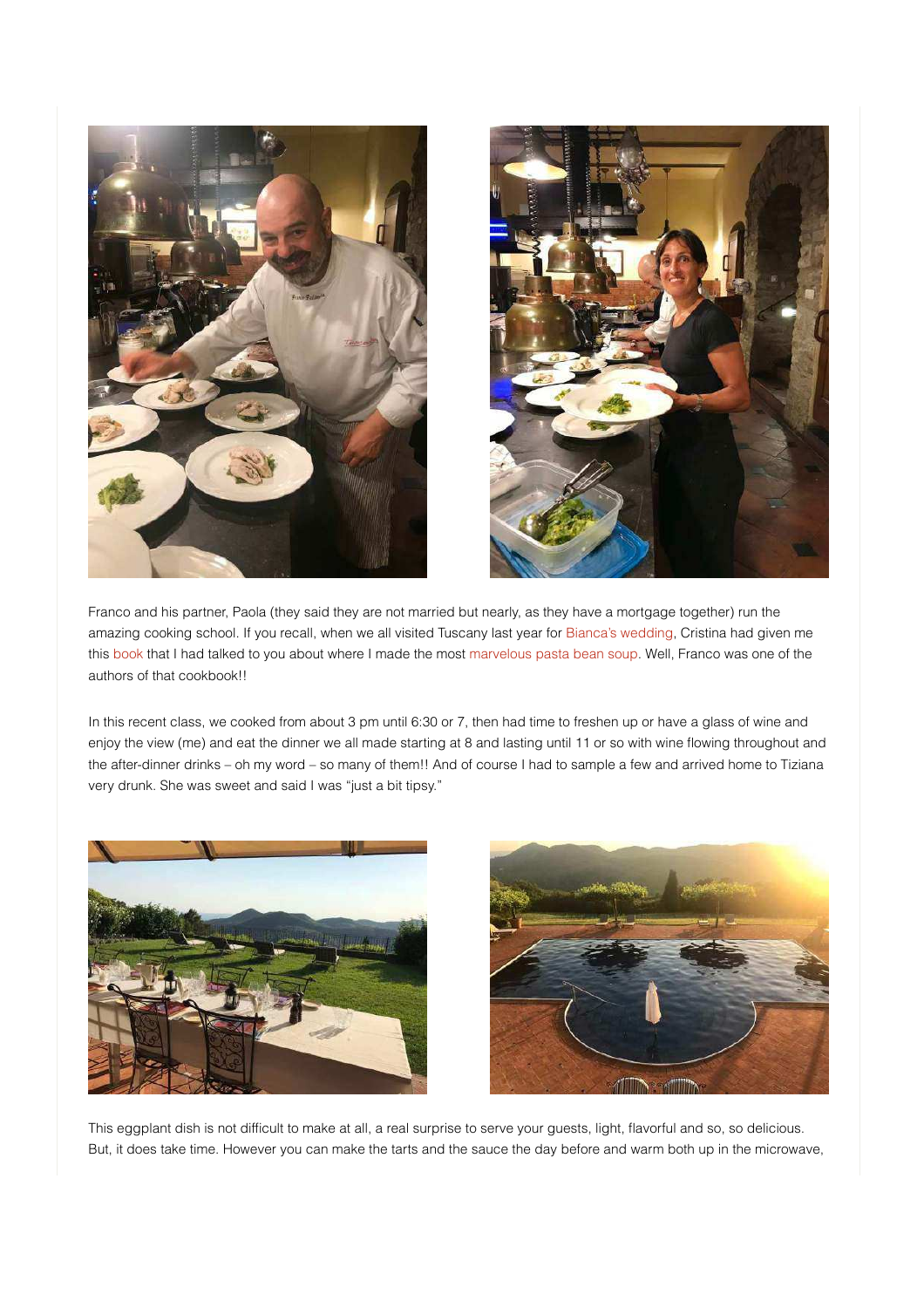Franco and his partner, Paola (they said they are not married but nearly, as they have a mortgage together) run the amazing cooking school. If you recall, when we all visited Tuscany last year for Bianca's wedding, Cristina had given me this book that I had talked to you about where I made the most marvelous pasta bean soup. Well, Franco was one of the authors of that cookbook!!

In this recent class, we cooked from about 3 pm until 6:30 or 7, then had time to freshen up or have a glass of wine and enjoy the view (me) and eat the dinner we all made starting at 8 and lasting until 11 or so with wine flowing throughout and the after-dinner drinks – oh my word – so many of them!! And of course I had to sample a few and arrived home to Tiziana very drunk. She was sweet and said I was "just a bit tipsy."

This eggplant dish is not difficult to make at all, a real surprise to serve your guests, light, flavorful and so, so delicious. But, it does take time. However you can make the tarts and the sauce the day before and warm both up in the microwave,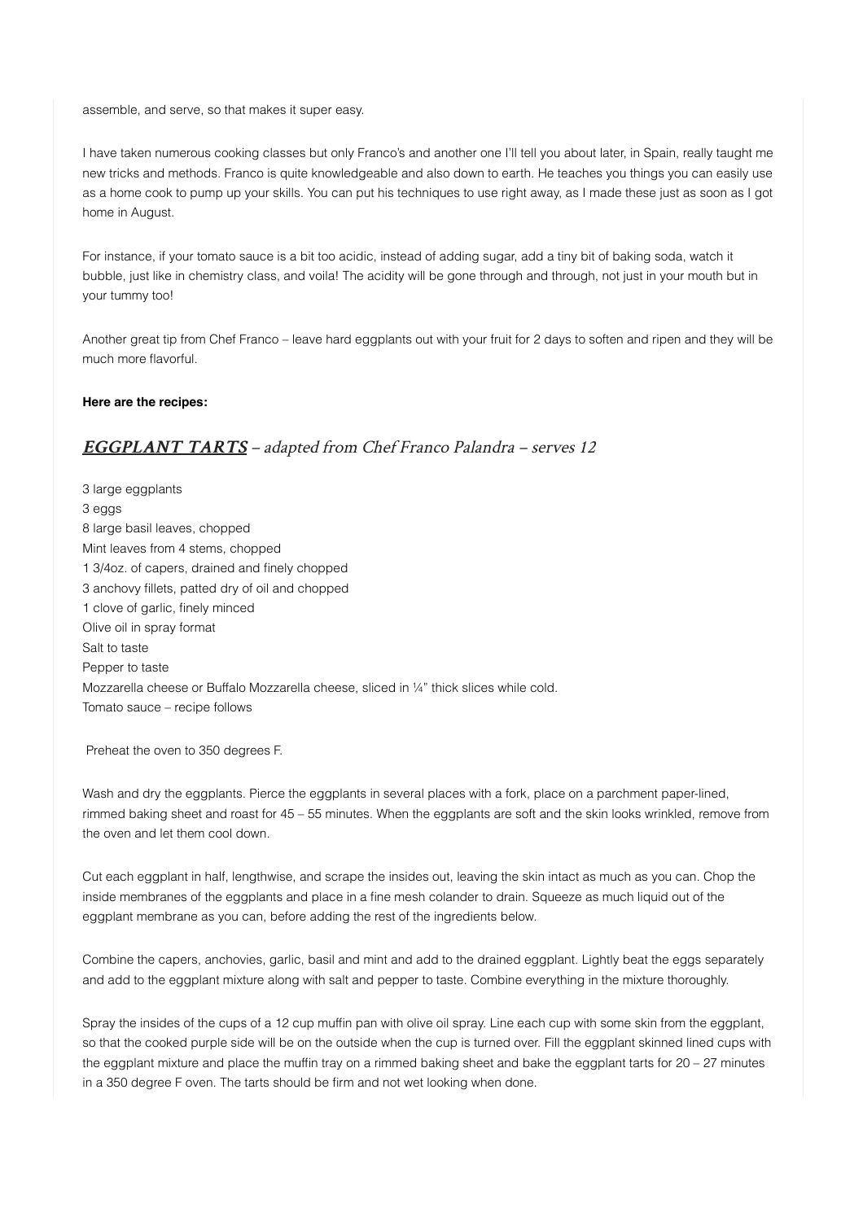assemble, and serve, so that makes it super easy.

I have taken numerous cooking classes but only Franco's and another one I'll tell you about later, in Spain, really taught me new tricks and methods. Franco is quite knowledgeable and also down to earth. He teaches you things you can easily use as a home cook to pump up your skills. You can put his techniques to use right away, as I made these just as soon as I got home in August.

For instance, if your tomato sauce is a bit too acidic, instead of adding sugar, add a tiny bit of baking soda, watch it bubble, just like in chemistry class, and voila! The acidity will be gone through and through, not just in your mouth but in your tummy too!

Another great tip from Chef Franco – leave hard eggplants out with your fruit for 2 days to soften and ripen and they will be much more flavorful.

**Here are the recipes:**

## **EGGPLANT TARTS** – *adapted from Chef Franco Palandra – serves 12*

3 large eggplants  
3 eggs  
8 large basil leaves, chopped  
Mint leaves from 4 stems, chopped  
1 3/4oz. of capers, drained and finely chopped  
3 anchovy fillets, patted dry of oil and chopped  
1 clove of garlic, finely minced  
Olive oil in spray format  
Salt to taste  
Pepper to taste  
Mozzarella cheese or Buffalo Mozzarella cheese, sliced in ¼" thick slices while cold.  
Tomato sauce – recipe follows

Preheat the oven to 350 degrees F.

Wash and dry the eggplants. Pierce the eggplants in several places with a fork, place on a parchment paper-lined, rimmed baking sheet and roast for 45 – 55 minutes. When the eggplants are soft and the skin looks wrinkled, remove from the oven and let them cool down.

Cut each eggplant in half, lengthwise, and scrape the insides out, leaving the skin intact as much as you can. Chop the inside membranes of the eggplants and place in a fine mesh colander to drain. Squeeze as much liquid out of the eggplant membrane as you can, before adding the rest of the ingredients below.

Combine the capers, anchovies, garlic, basil and mint and add to the drained eggplant. Lightly beat the eggs separately and add to the eggplant mixture along with salt and pepper to taste. Combine everything in the mixture thoroughly.

Spray the insides of the cups of a 12 cup muffin pan with olive oil spray. Line each cup with some skin from the eggplant, so that the cooked purple side will be on the outside when the cup is turned over. Fill the eggplant skinned lined cups with the eggplant mixture and place the muffin tray on a rimmed baking sheet and bake the eggplant tarts for 20 – 27 minutes in a 350 degree F oven. The tarts should be firm and not wet looking when done.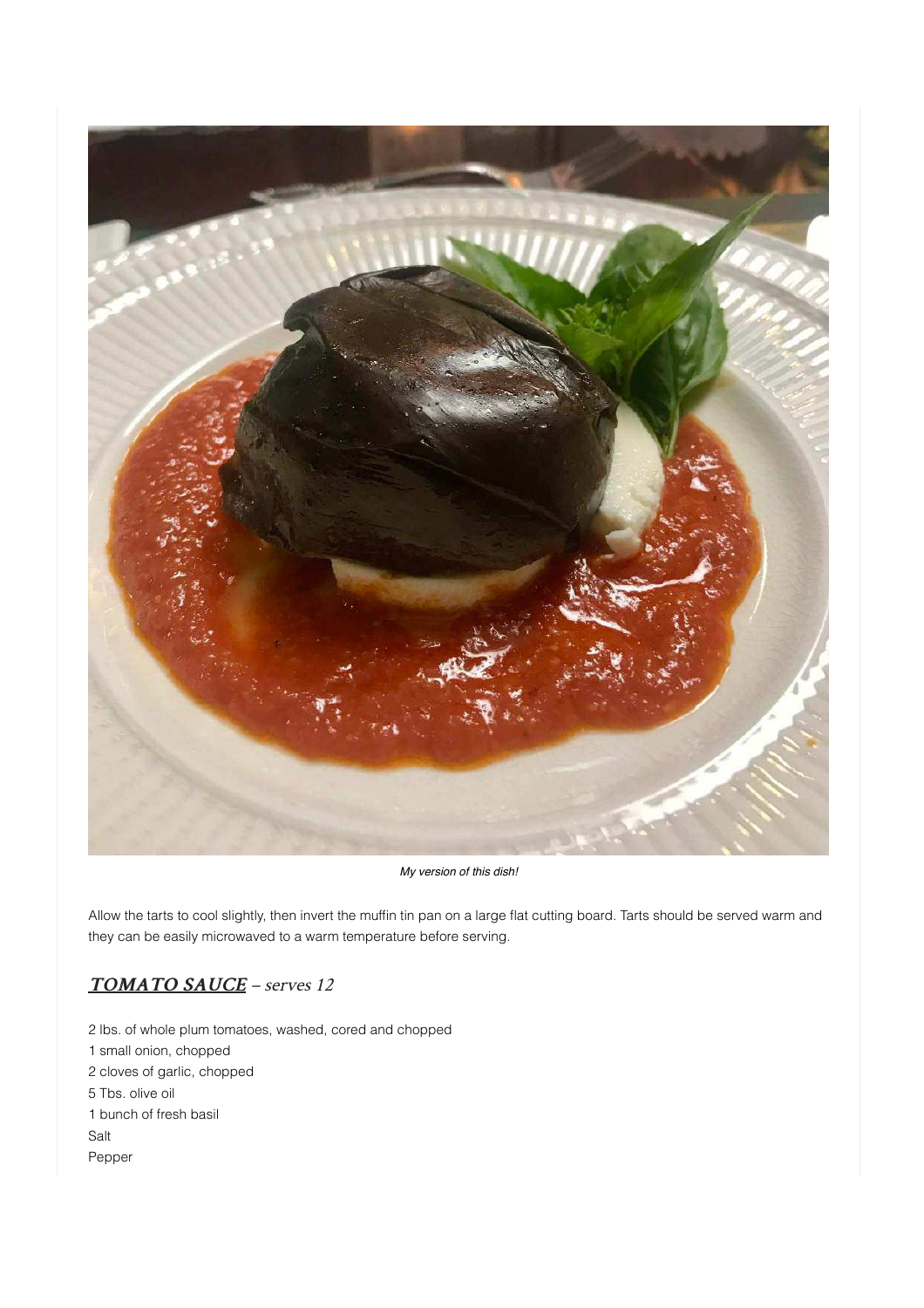*My version of this dish!*

Allow the tarts to cool slightly, then invert the muffin tin pan on a large flat cutting board. Tarts should be served warm and they can be easily microwaved to a warm temperature before serving.

## ***TOMATO SAUCE*** *– serves 12*

2 lbs. of whole plum tomatoes, washed, cored and chopped
1 small onion, chopped
2 cloves of garlic, chopped
5 Tbs. olive oil
1 bunch of fresh basil
Salt
Pepper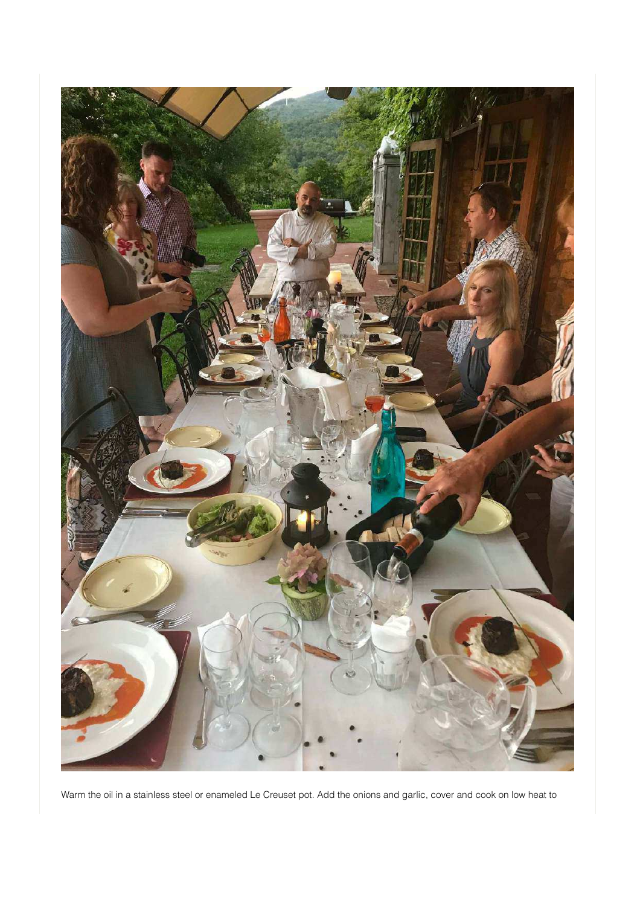Warm the oil in a stainless steel or enameled Le Creuset pot. Add the onions and garlic, cover and cook on low heat to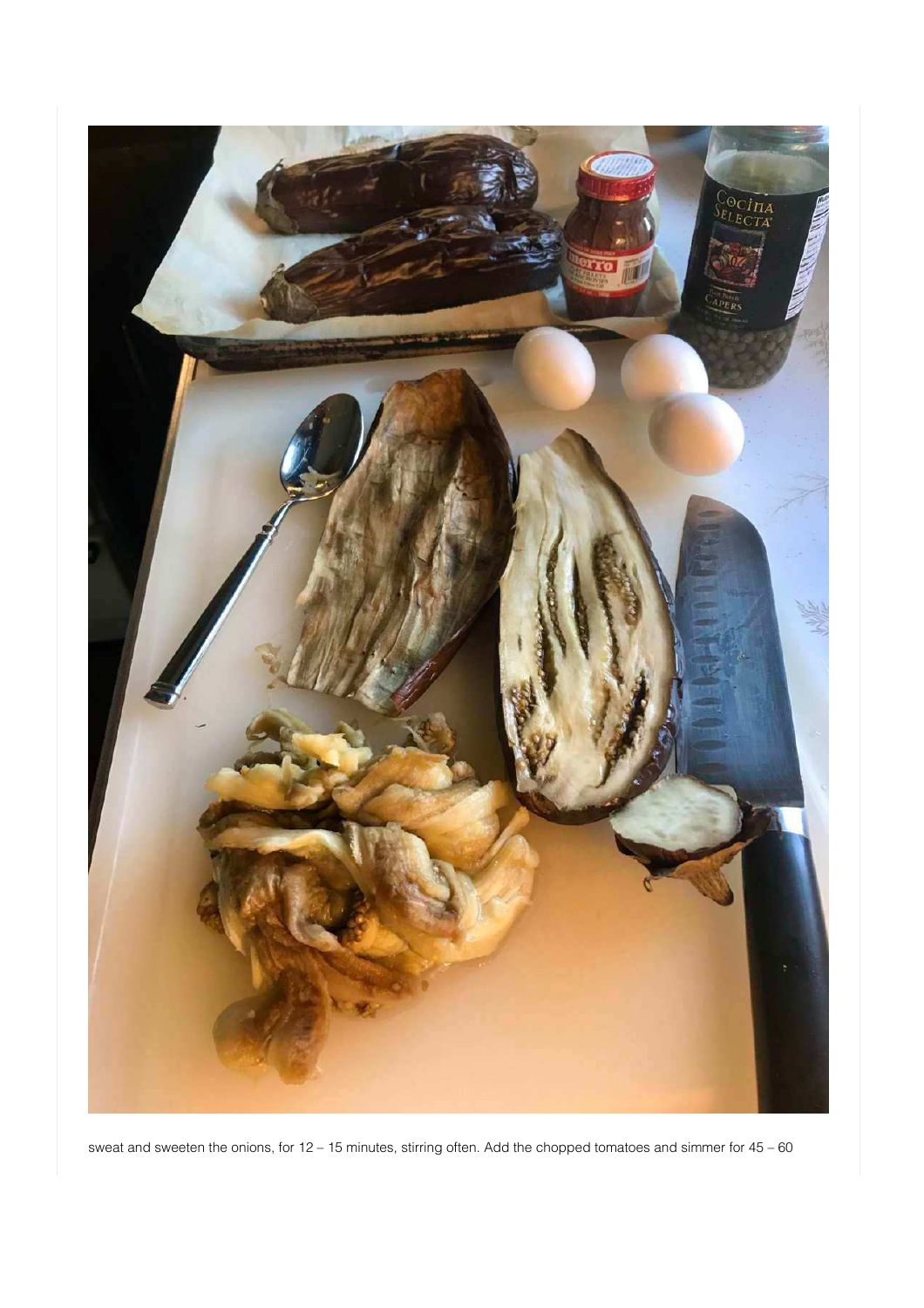sweat and sweeten the onions, for 12 – 15 minutes, stirring often. Add the chopped tomatoes and simmer for 45 – 60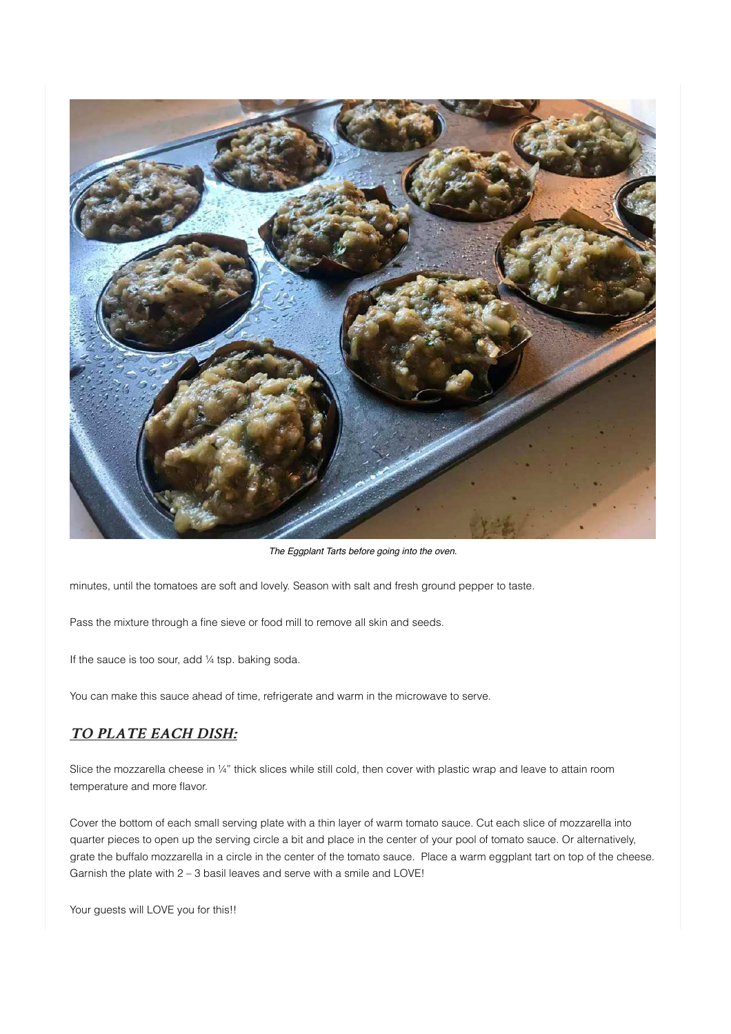*The Eggplant Tarts before going into the oven.*

minutes, until the tomatoes are soft and lovely. Season with salt and fresh ground pepper to taste.

Pass the mixture through a fine sieve or food mill to remove all skin and seeds.

If the sauce is too sour, add ¼ tsp. baking soda.

You can make this sauce ahead of time, refrigerate and warm in the microwave to serve.

## ***TO PLATE EACH DISH:***

Slice the mozzarella cheese in ¼" thick slices while still cold, then cover with plastic wrap and leave to attain room temperature and more flavor.

Cover the bottom of each small serving plate with a thin layer of warm tomato sauce. Cut each slice of mozzarella into quarter pieces to open up the serving circle a bit and place in the center of your pool of tomato sauce. Or alternatively, grate the buffalo mozzarella in a circle in the center of the tomato sauce. Place a warm eggplant tart on top of the cheese. Garnish the plate with 2 – 3 basil leaves and serve with a smile and LOVE!

Your guests will LOVE you for this!!